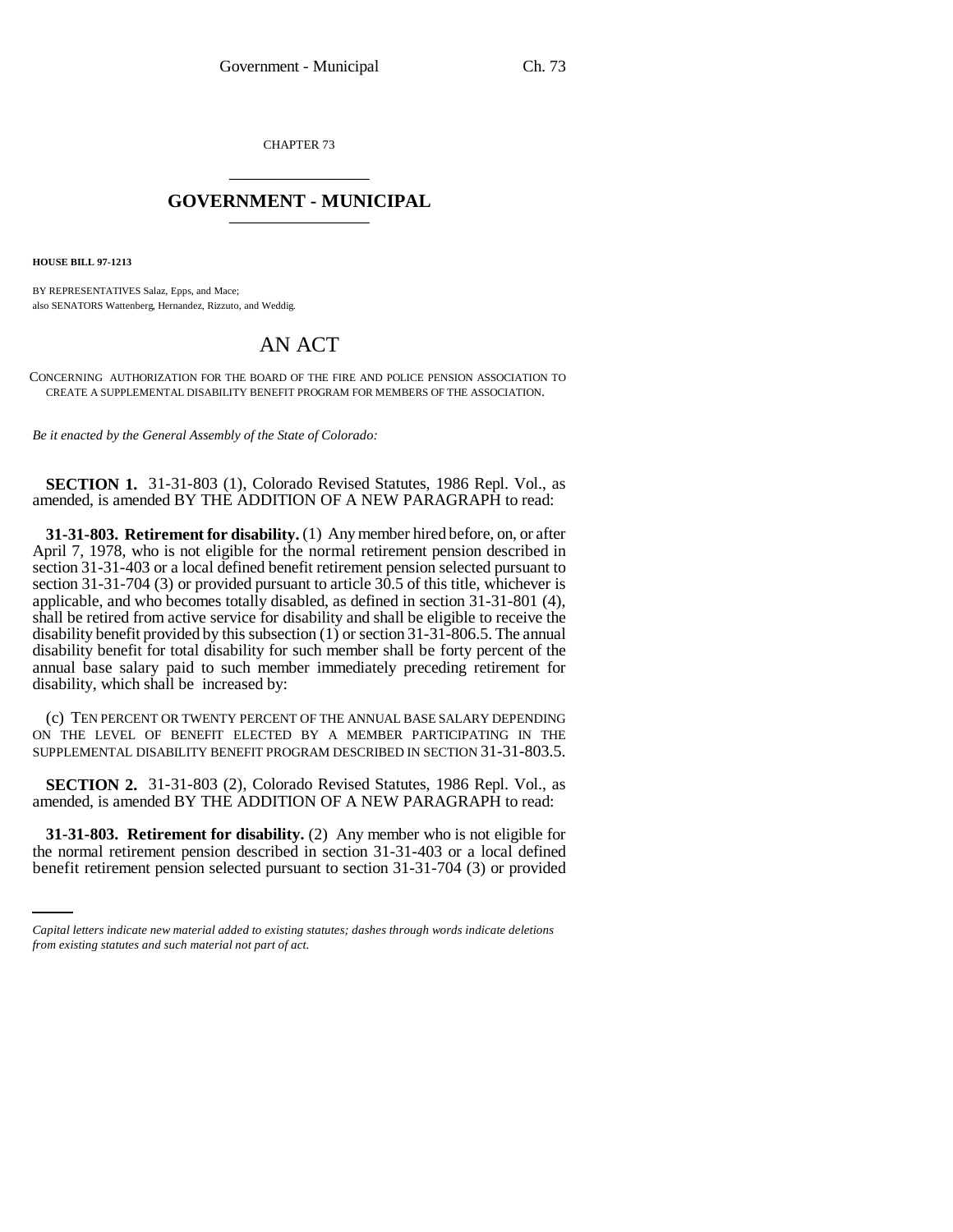CHAPTER 73

## GOVERNMENT - MUNICIPAL

**HOUSE BILL 97-1213**

BY REPRESENTATIVES Salaz, Epps, and Mace;
also SENATORS Wattenberg, Hernandez, Rizzuto, and Weddig.

# AN ACT

CONCERNING AUTHORIZATION FOR THE BOARD OF THE FIRE AND POLICE PENSION ASSOCIATION TO CREATE A SUPPLEMENTAL DISABILITY BENEFIT PROGRAM FOR MEMBERS OF THE ASSOCIATION.

*Be it enacted by the General Assembly of the State of Colorado:*

**SECTION 1.** 31-31-803 (1), Colorado Revised Statutes, 1986 Repl. Vol., as amended, is amended BY THE ADDITION OF A NEW PARAGRAPH to read:

**31-31-803. Retirement for disability.** (1) Any member hired before, on, or after April 7, 1978, who is not eligible for the normal retirement pension described in section 31-31-403 or a local defined benefit retirement pension selected pursuant to section 31-31-704 (3) or provided pursuant to article 30.5 of this title, whichever is applicable, and who becomes totally disabled, as defined in section 31-31-801 (4), shall be retired from active service for disability and shall be eligible to receive the disability benefit provided by this subsection (1) or section 31-31-806.5. The annual disability benefit for total disability for such member shall be forty percent of the annual base salary paid to such member immediately preceding retirement for disability, which shall be increased by:

(c) TEN PERCENT OR TWENTY PERCENT OF THE ANNUAL BASE SALARY DEPENDING ON THE LEVEL OF BENEFIT ELECTED BY A MEMBER PARTICIPATING IN THE SUPPLEMENTAL DISABILITY BENEFIT PROGRAM DESCRIBED IN SECTION 31-31-803.5.

**SECTION 2.** 31-31-803 (2), Colorado Revised Statutes, 1986 Repl. Vol., as amended, is amended BY THE ADDITION OF A NEW PARAGRAPH to read:

**31-31-803. Retirement for disability.** (2) Any member who is not eligible for the normal retirement pension described in section 31-31-403 or a local defined benefit retirement pension selected pursuant to section 31-31-704 (3) or provided

*Capital letters indicate new material added to existing statutes; dashes through words indicate deletions from existing statutes and such material not part of act.*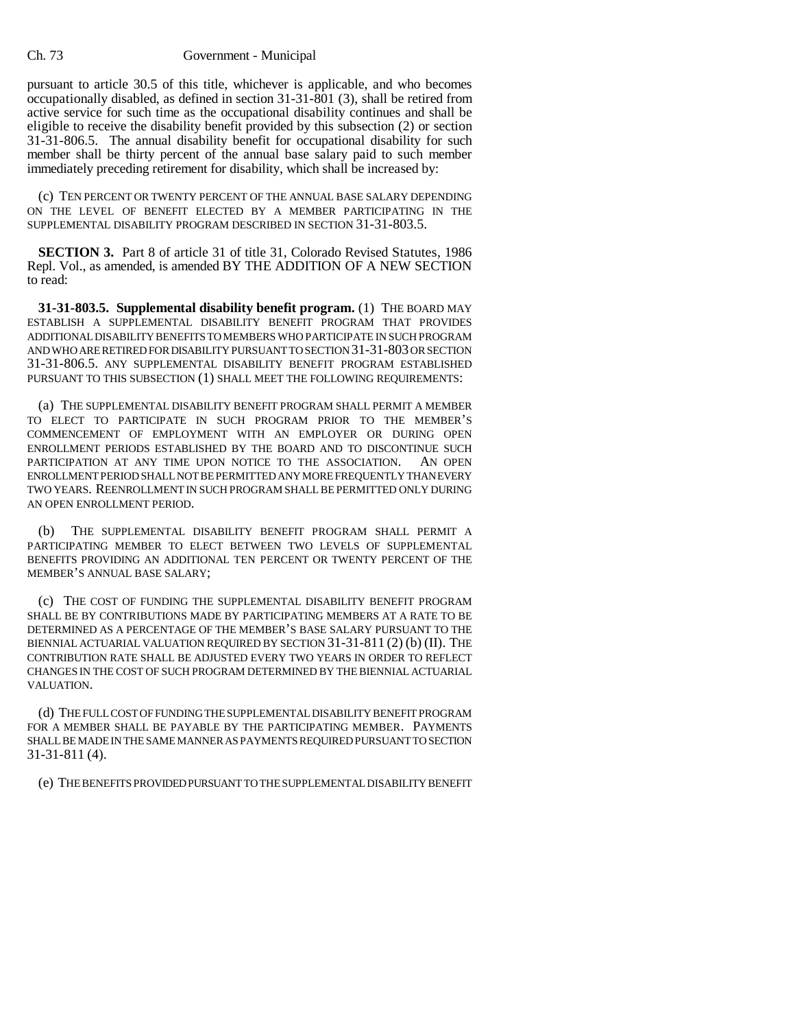pursuant to article 30.5 of this title, whichever is applicable, and who becomes occupationally disabled, as defined in section 31-31-801 (3), shall be retired from active service for such time as the occupational disability continues and shall be eligible to receive the disability benefit provided by this subsection (2) or section 31-31-806.5. The annual disability benefit for occupational disability for such member shall be thirty percent of the annual base salary paid to such member immediately preceding retirement for disability, which shall be increased by:

(c) TEN PERCENT OR TWENTY PERCENT OF THE ANNUAL BASE SALARY DEPENDING ON THE LEVEL OF BENEFIT ELECTED BY A MEMBER PARTICIPATING IN THE SUPPLEMENTAL DISABILITY PROGRAM DESCRIBED IN SECTION 31-31-803.5.

**SECTION 3.** Part 8 of article 31 of title 31, Colorado Revised Statutes, 1986 Repl. Vol., as amended, is amended BY THE ADDITION OF A NEW SECTION to read:

**31-31-803.5. Supplemental disability benefit program.** (1) THE BOARD MAY ESTABLISH A SUPPLEMENTAL DISABILITY BENEFIT PROGRAM THAT PROVIDES ADDITIONAL DISABILITY BENEFITS TO MEMBERS WHO PARTICIPATE IN SUCH PROGRAM AND WHO ARE RETIRED FOR DISABILITY PURSUANT TO SECTION 31-31-803 OR SECTION 31-31-806.5. ANY SUPPLEMENTAL DISABILITY BENEFIT PROGRAM ESTABLISHED PURSUANT TO THIS SUBSECTION (1) SHALL MEET THE FOLLOWING REQUIREMENTS:

(a) THE SUPPLEMENTAL DISABILITY BENEFIT PROGRAM SHALL PERMIT A MEMBER TO ELECT TO PARTICIPATE IN SUCH PROGRAM PRIOR TO THE MEMBER'S COMMENCEMENT OF EMPLOYMENT WITH AN EMPLOYER OR DURING OPEN ENROLLMENT PERIODS ESTABLISHED BY THE BOARD AND TO DISCONTINUE SUCH PARTICIPATION AT ANY TIME UPON NOTICE TO THE ASSOCIATION. AN OPEN ENROLLMENT PERIOD SHALL NOT BE PERMITTED ANY MORE FREQUENTLY THAN EVERY TWO YEARS. REENROLLMENT IN SUCH PROGRAM SHALL BE PERMITTED ONLY DURING AN OPEN ENROLLMENT PERIOD.

(b) THE SUPPLEMENTAL DISABILITY BENEFIT PROGRAM SHALL PERMIT A PARTICIPATING MEMBER TO ELECT BETWEEN TWO LEVELS OF SUPPLEMENTAL BENEFITS PROVIDING AN ADDITIONAL TEN PERCENT OR TWENTY PERCENT OF THE MEMBER'S ANNUAL BASE SALARY;

(c) THE COST OF FUNDING THE SUPPLEMENTAL DISABILITY BENEFIT PROGRAM SHALL BE BY CONTRIBUTIONS MADE BY PARTICIPATING MEMBERS AT A RATE TO BE DETERMINED AS A PERCENTAGE OF THE MEMBER'S BASE SALARY PURSUANT TO THE BIENNIAL ACTUARIAL VALUATION REQUIRED BY SECTION 31-31-811 (2) (b) (II). THE CONTRIBUTION RATE SHALL BE ADJUSTED EVERY TWO YEARS IN ORDER TO REFLECT CHANGES IN THE COST OF SUCH PROGRAM DETERMINED BY THE BIENNIAL ACTUARIAL VALUATION.

(d) THE FULL COST OF FUNDING THE SUPPLEMENTAL DISABILITY BENEFIT PROGRAM FOR A MEMBER SHALL BE PAYABLE BY THE PARTICIPATING MEMBER. PAYMENTS SHALL BE MADE IN THE SAME MANNER AS PAYMENTS REQUIRED PURSUANT TO SECTION 31-31-811 (4).

(e) THE BENEFITS PROVIDED PURSUANT TO THE SUPPLEMENTAL DISABILITY BENEFIT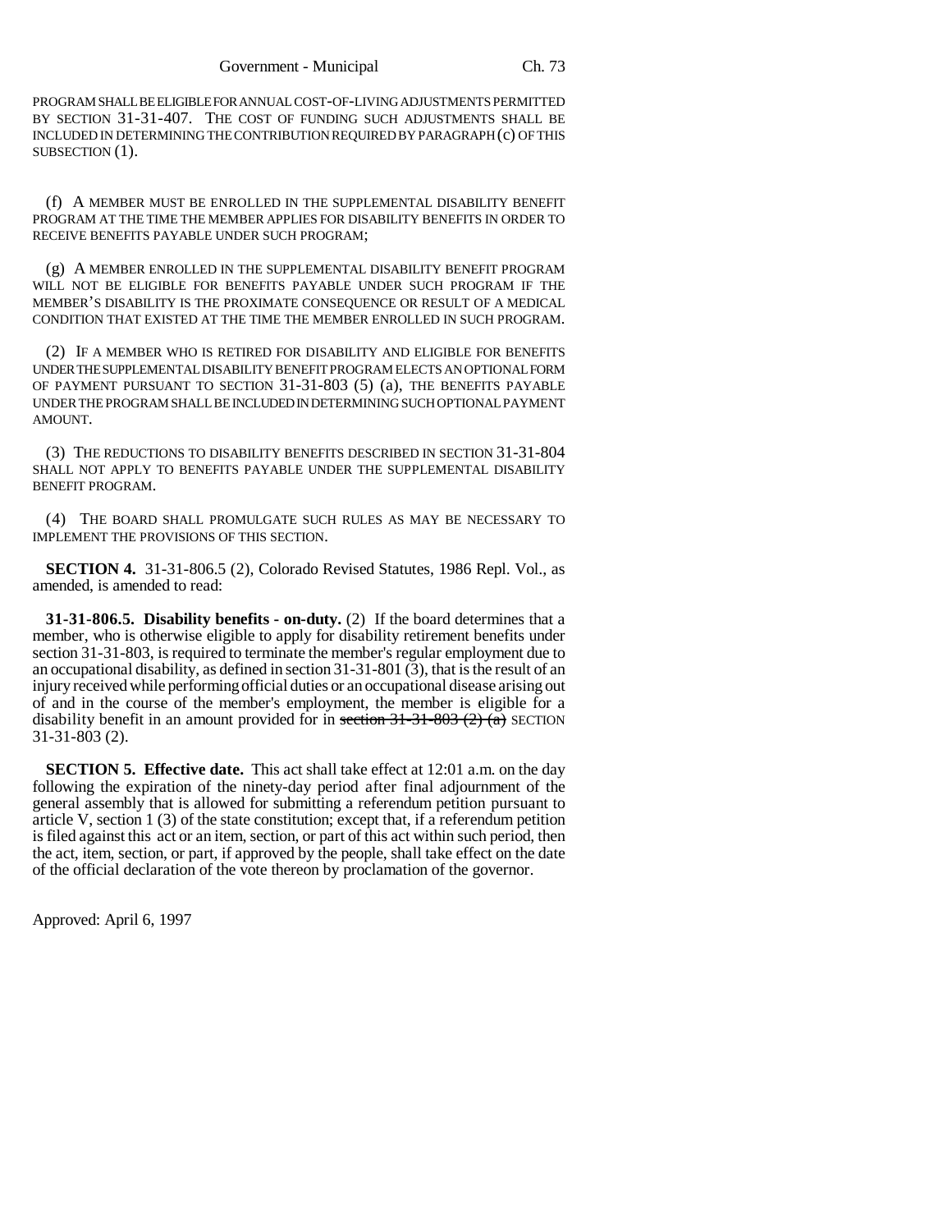PROGRAM SHALL BE ELIGIBLE FOR ANNUAL COST-OF-LIVING ADJUSTMENTS PERMITTED BY SECTION 31-31-407. THE COST OF FUNDING SUCH ADJUSTMENTS SHALL BE INCLUDED IN DETERMINING THE CONTRIBUTION REQUIRED BY PARAGRAPH (c) OF THIS SUBSECTION (1).

(f) A MEMBER MUST BE ENROLLED IN THE SUPPLEMENTAL DISABILITY BENEFIT PROGRAM AT THE TIME THE MEMBER APPLIES FOR DISABILITY BENEFITS IN ORDER TO RECEIVE BENEFITS PAYABLE UNDER SUCH PROGRAM;

(g) A MEMBER ENROLLED IN THE SUPPLEMENTAL DISABILITY BENEFIT PROGRAM WILL NOT BE ELIGIBLE FOR BENEFITS PAYABLE UNDER SUCH PROGRAM IF THE MEMBER'S DISABILITY IS THE PROXIMATE CONSEQUENCE OR RESULT OF A MEDICAL CONDITION THAT EXISTED AT THE TIME THE MEMBER ENROLLED IN SUCH PROGRAM.

(2) IF A MEMBER WHO IS RETIRED FOR DISABILITY AND ELIGIBLE FOR BENEFITS UNDER THE SUPPLEMENTAL DISABILITY BENEFIT PROGRAM ELECTS AN OPTIONAL FORM OF PAYMENT PURSUANT TO SECTION 31-31-803 (5) (a), THE BENEFITS PAYABLE UNDER THE PROGRAM SHALL BE INCLUDED IN DETERMINING SUCH OPTIONAL PAYMENT AMOUNT.

(3) THE REDUCTIONS TO DISABILITY BENEFITS DESCRIBED IN SECTION 31-31-804 SHALL NOT APPLY TO BENEFITS PAYABLE UNDER THE SUPPLEMENTAL DISABILITY BENEFIT PROGRAM.

(4) THE BOARD SHALL PROMULGATE SUCH RULES AS MAY BE NECESSARY TO IMPLEMENT THE PROVISIONS OF THIS SECTION.

**SECTION 4.** 31-31-806.5 (2), Colorado Revised Statutes, 1986 Repl. Vol., as amended, is amended to read:

**31-31-806.5. Disability benefits - on-duty.** (2) If the board determines that a member, who is otherwise eligible to apply for disability retirement benefits under section 31-31-803, is required to terminate the member's regular employment due to an occupational disability, as defined in section 31-31-801 (3), that is the result of an injury received while performing official duties or an occupational disease arising out of and in the course of the member's employment, the member is eligible for a disability benefit in an amount provided for in ~~section 31-31-803 (2) (a)~~ SECTION 31-31-803 (2).

**SECTION 5. Effective date.** This act shall take effect at 12:01 a.m. on the day following the expiration of the ninety-day period after final adjournment of the general assembly that is allowed for submitting a referendum petition pursuant to article V, section 1 (3) of the state constitution; except that, if a referendum petition is filed against this act or an item, section, or part of this act within such period, then the act, item, section, or part, if approved by the people, shall take effect on the date of the official declaration of the vote thereon by proclamation of the governor.

Approved: April 6, 1997